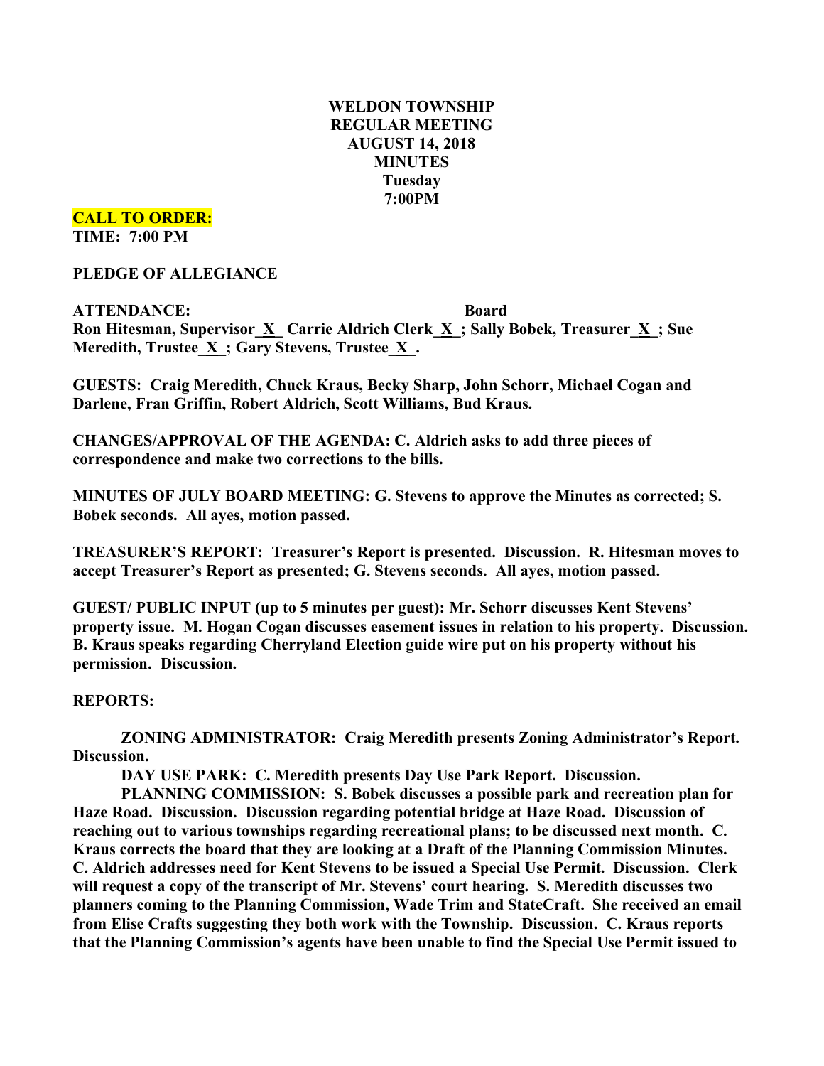**WELDON TOWNSHIP**
**REGULAR MEETING**
**AUGUST 14, 2018**
**MINUTES**
**Tuesday**
**7:00PM**

**CALL TO ORDER:**
**TIME: 7:00 PM**

**PLEDGE OF ALLEGIANCE**

**ATTENDANCE:** **Board**
**Ron Hitesman, Supervisor_X_ Carrie Aldrich Clerk_X_; Sally Bobek, Treasurer_X_; Sue Meredith, Trustee_X_; Gary Stevens, Trustee_X_.**

**GUESTS: Craig Meredith, Chuck Kraus, Becky Sharp, John Schorr, Michael Cogan and Darlene, Fran Griffin, Robert Aldrich, Scott Williams, Bud Kraus.**

**CHANGES/APPROVAL OF THE AGENDA: C. Aldrich asks to add three pieces of correspondence and make two corrections to the bills.**

**MINUTES OF JULY BOARD MEETING: G. Stevens to approve the Minutes as corrected; S. Bobek seconds. All ayes, motion passed.**

**TREASURER'S REPORT: Treasurer's Report is presented. Discussion. R. Hitesman moves to accept Treasurer's Report as presented; G. Stevens seconds. All ayes, motion passed.**

**GUEST/ PUBLIC INPUT (up to 5 minutes per guest): Mr. Schorr discusses Kent Stevens' property issue. M. ~~Hogan~~ Cogan discusses easement issues in relation to his property. Discussion. B. Kraus speaks regarding Cherryland Election guide wire put on his property without his permission. Discussion.**

**REPORTS:**

**ZONING ADMINISTRATOR: Craig Meredith presents Zoning Administrator's Report. Discussion.**

**DAY USE PARK: C. Meredith presents Day Use Park Report. Discussion.**

**PLANNING COMMISSION: S. Bobek discusses a possible park and recreation plan for Haze Road. Discussion. Discussion regarding potential bridge at Haze Road. Discussion of reaching out to various townships regarding recreational plans; to be discussed next month. C. Kraus corrects the board that they are looking at a Draft of the Planning Commission Minutes. C. Aldrich addresses need for Kent Stevens to be issued a Special Use Permit. Discussion. Clerk will request a copy of the transcript of Mr. Stevens' court hearing. S. Meredith discusses two planners coming to the Planning Commission, Wade Trim and StateCraft. She received an email from Elise Crafts suggesting they both work with the Township. Discussion. C. Kraus reports that the Planning Commission's agents have been unable to find the Special Use Permit issued to**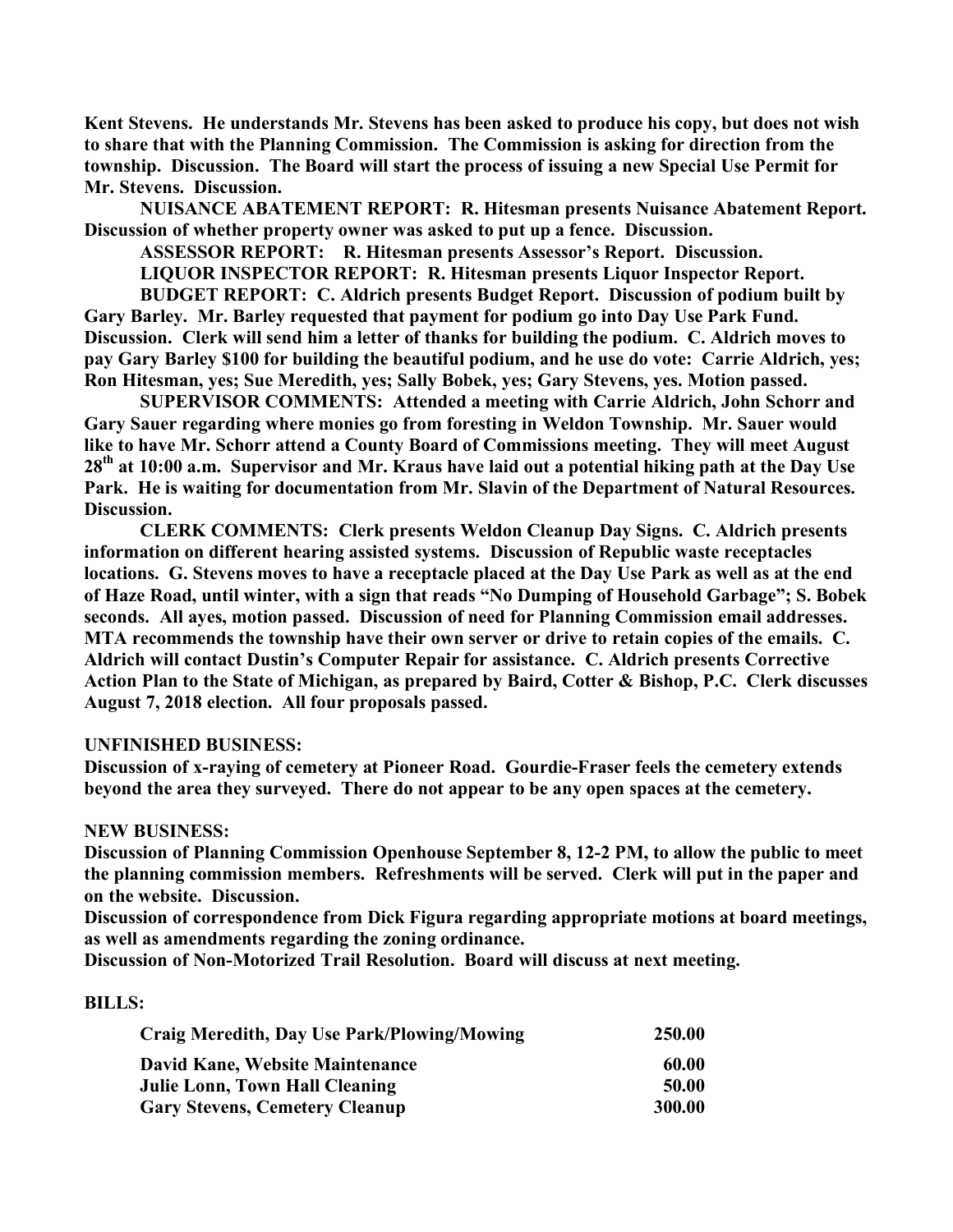**Kent Stevens. He understands Mr. Stevens has been asked to produce his copy, but does not wish to share that with the Planning Commission. The Commission is asking for direction from the township. Discussion. The Board will start the process of issuing a new Special Use Permit for Mr. Stevens. Discussion.**

**NUISANCE ABATEMENT REPORT: R. Hitesman presents Nuisance Abatement Report. Discussion of whether property owner was asked to put up a fence. Discussion.**

**ASSESSOR REPORT: R. Hitesman presents Assessor's Report. Discussion.**

**LIQUOR INSPECTOR REPORT: R. Hitesman presents Liquor Inspector Report.**

**BUDGET REPORT: C. Aldrich presents Budget Report. Discussion of podium built by Gary Barley. Mr. Barley requested that payment for podium go into Day Use Park Fund. Discussion. Clerk will send him a letter of thanks for building the podium. C. Aldrich moves to pay Gary Barley $100 for building the beautiful podium, and he use do vote: Carrie Aldrich, yes; Ron Hitesman, yes; Sue Meredith, yes; Sally Bobek, yes; Gary Stevens, yes. Motion passed.**

**SUPERVISOR COMMENTS: Attended a meeting with Carrie Aldrich, John Schorr and Gary Sauer regarding where monies go from foresting in Weldon Township. Mr. Sauer would like to have Mr. Schorr attend a County Board of Commissions meeting. They will meet August 28th at 10:00 a.m. Supervisor and Mr. Kraus have laid out a potential hiking path at the Day Use Park. He is waiting for documentation from Mr. Slavin of the Department of Natural Resources. Discussion.**

**CLERK COMMENTS: Clerk presents Weldon Cleanup Day Signs. C. Aldrich presents information on different hearing assisted systems. Discussion of Republic waste receptacles locations. G. Stevens moves to have a receptacle placed at the Day Use Park as well as at the end of Haze Road, until winter, with a sign that reads "No Dumping of Household Garbage"; S. Bobek seconds. All ayes, motion passed. Discussion of need for Planning Commission email addresses. MTA recommends the township have their own server or drive to retain copies of the emails. C. Aldrich will contact Dustin's Computer Repair for assistance. C. Aldrich presents Corrective Action Plan to the State of Michigan, as prepared by Baird, Cotter & Bishop, P.C. Clerk discusses August 7, 2018 election. All four proposals passed.**

**UNFINISHED BUSINESS:**

**Discussion of x-raying of cemetery at Pioneer Road. Gourdie-Fraser feels the cemetery extends beyond the area they surveyed. There do not appear to be any open spaces at the cemetery.**

**NEW BUSINESS:**

**Discussion of Planning Commission Openhouse September 8, 12-2 PM, to allow the public to meet the planning commission members. Refreshments will be served. Clerk will put in the paper and on the website. Discussion.**

**Discussion of correspondence from Dick Figura regarding appropriate motions at board meetings, as well as amendments regarding the zoning ordinance.**

**Discussion of Non-Motorized Trail Resolution. Board will discuss at next meeting.**

**BILLS:**

| | |
|---|---|
| **Craig Meredith, Day Use Park/Plowing/Mowing** | **250.00** |
| **David Kane, Website Maintenance** | **60.00** |
| **Julie Lonn, Town Hall Cleaning** | **50.00** |
| **Gary Stevens, Cemetery Cleanup** | **300.00** |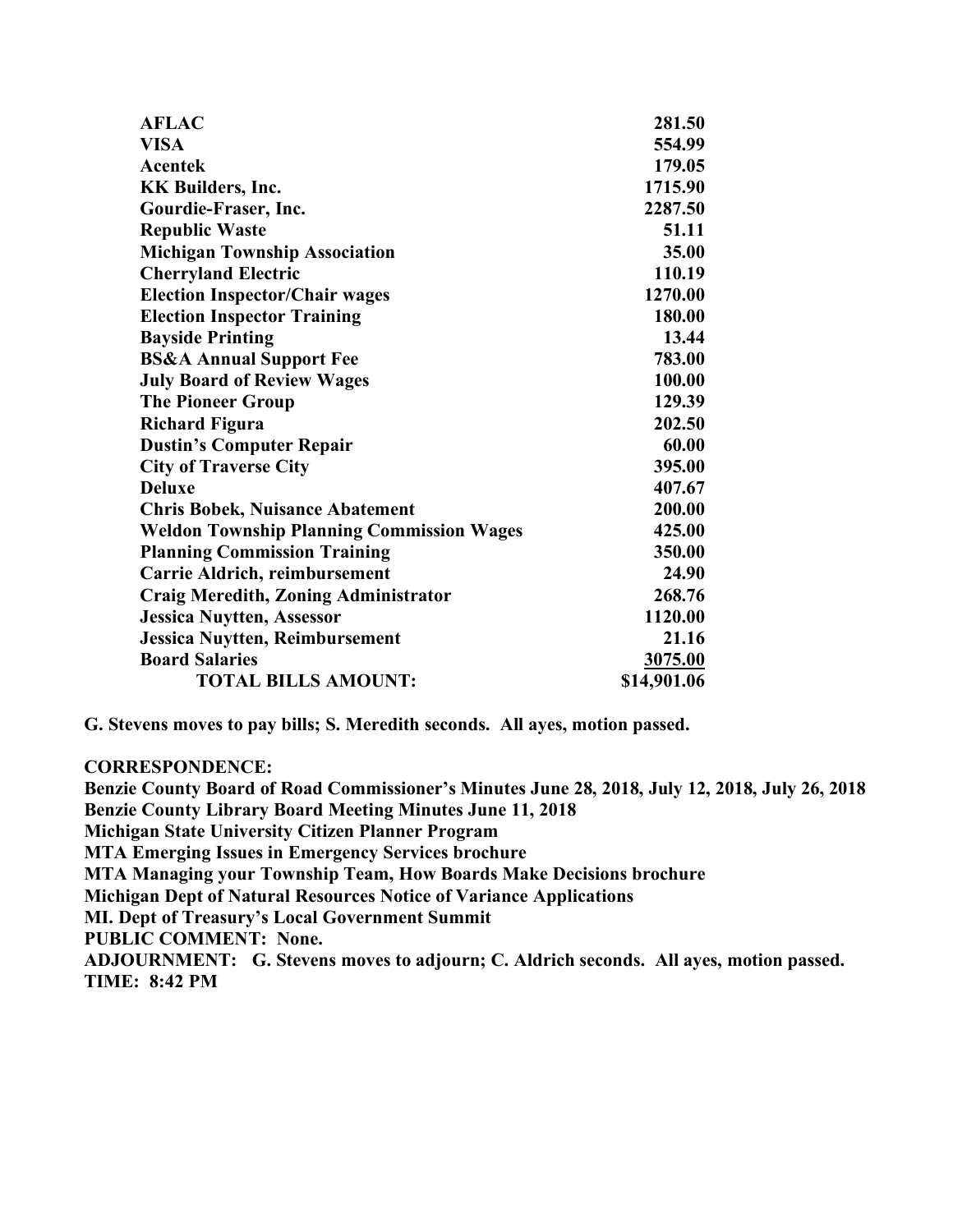| | |
|---|---|
| **AFLAC** | **281.50** |
| **VISA** | **554.99** |
| **Acentek** | **179.05** |
| **KK Builders, Inc.** | **1715.90** |
| **Gourdie-Fraser, Inc.** | **2287.50** |
| **Republic Waste** | **51.11** |
| **Michigan Township Association** | **35.00** |
| **Cherryland Electric** | **110.19** |
| **Election Inspector/Chair wages** | **1270.00** |
| **Election Inspector Training** | **180.00** |
| **Bayside Printing** | **13.44** |
| **BS&A Annual Support Fee** | **783.00** |
| **July Board of Review Wages** | **100.00** |
| **The Pioneer Group** | **129.39** |
| **Richard Figura** | **202.50** |
| **Dustin's Computer Repair** | **60.00** |
| **City of Traverse City** | **395.00** |
| **Deluxe** | **407.67** |
| **Chris Bobek, Nuisance Abatement** | **200.00** |
| **Weldon Township Planning Commission Wages** | **425.00** |
| **Planning Commission Training** | **350.00** |
| **Carrie Aldrich, reimbursement** | **24.90** |
| **Craig Meredith, Zoning Administrator** | **268.76** |
| **Jessica Nuytten, Assessor** | **1120.00** |
| **Jessica Nuytten, Reimbursement** | **21.16** |
| **Board Salaries** | **3075.00** |
| **TOTAL BILLS AMOUNT:** | **$14,901.06** |

**G. Stevens moves to pay bills; S. Meredith seconds. All ayes, motion passed.**

**CORRESPONDENCE:**
**Benzie County Board of Road Commissioner's Minutes June 28, 2018, July 12, 2018, July 26, 2018**
**Benzie County Library Board Meeting Minutes June 11, 2018**
**Michigan State University Citizen Planner Program**
**MTA Emerging Issues in Emergency Services brochure**
**MTA Managing your Township Team, How Boards Make Decisions brochure**
**Michigan Dept of Natural Resources Notice of Variance Applications**
**MI. Dept of Treasury's Local Government Summit**
**PUBLIC COMMENT: None.**
**ADJOURNMENT: G. Stevens moves to adjourn; C. Aldrich seconds. All ayes, motion passed.**
**TIME: 8:42 PM**